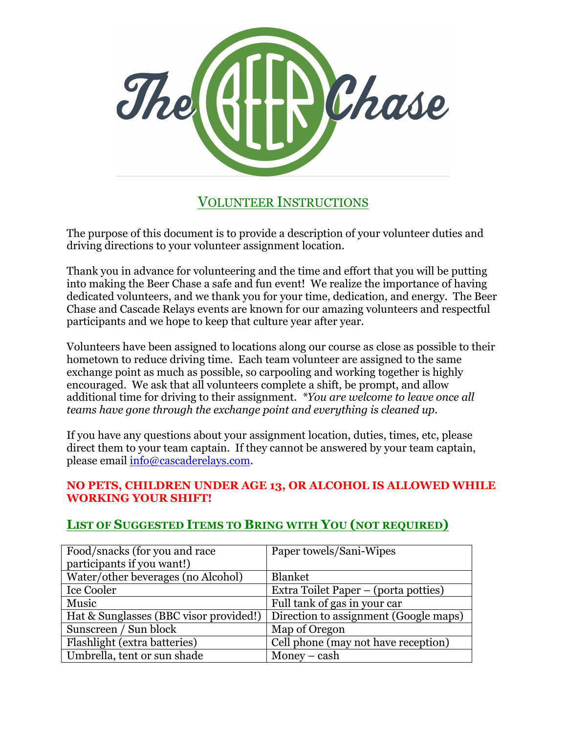# The BEER Chase

## VOLUNTEER INSTRUCTIONS

The purpose of this document is to provide a description of your volunteer duties and driving directions to your volunteer assignment location.

Thank you in advance for volunteering and the time and effort that you will be putting into making the Beer Chase a safe and fun event! We realize the importance of having dedicated volunteers, and we thank you for your time, dedication, and energy. The Beer Chase and Cascade Relays events are known for our amazing volunteers and respectful participants and we hope to keep that culture year after year.

Volunteers have been assigned to locations along our course as close as possible to their hometown to reduce driving time. Each team volunteer are assigned to the same exchange point as much as possible, so carpooling and working together is highly encouraged. We ask that all volunteers complete a shift, be prompt, and allow additional time for driving to their assignment. *\*You are welcome to leave once all teams have gone through the exchange point and everything is cleaned up.*

If you have any questions about your assignment location, duties, times, etc, please direct them to your team captain. If they cannot be answered by your team captain, please email [info@cascaderelays.com](mailto:info@cascaderelays.com).

**NO PETS, CHILDREN UNDER AGE 13, OR ALCOHOL IS ALLOWED WHILE WORKING YOUR SHIFT!**

## LIST OF SUGGESTED ITEMS TO BRING WITH YOU (NOT REQUIRED)

| | |
|---|---|
| Food/snacks (for you and race participants if you want!) | Paper towels/Sani-Wipes |
| Water/other beverages (no Alcohol) | Blanket |
| Ice Cooler | Extra Toilet Paper – (porta potties) |
| Music | Full tank of gas in your car |
| Hat & Sunglasses (BBC visor provided!) | Direction to assignment (Google maps) |
| Sunscreen / Sun block | Map of Oregon |
| Flashlight (extra batteries) | Cell phone (may not have reception) |
| Umbrella, tent or sun shade | Money – cash |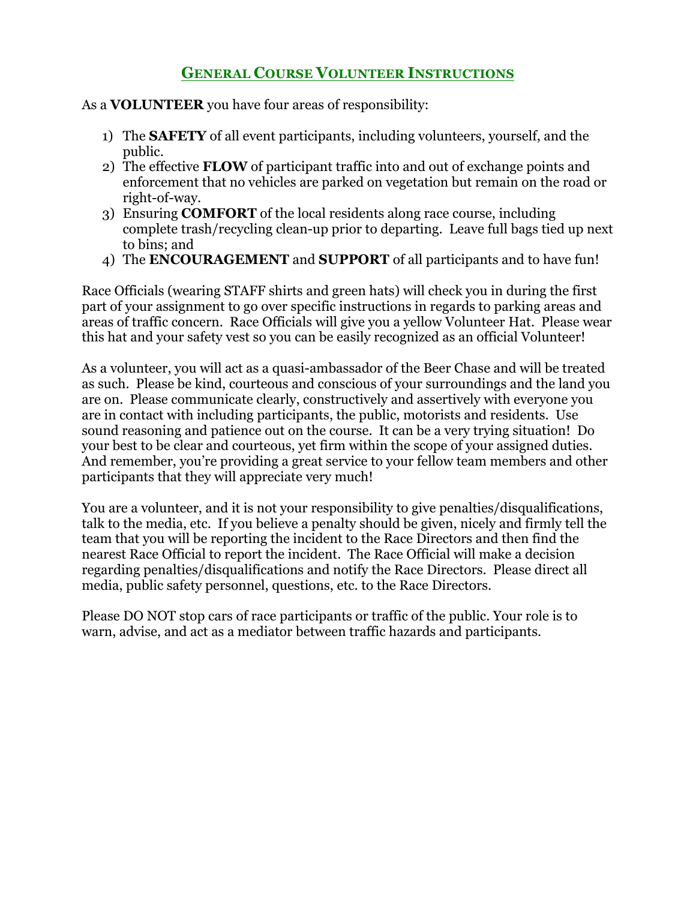## GENERAL COURSE VOLUNTEER INSTRUCTIONS

As a **VOLUNTEER** you have four areas of responsibility:

1) The **SAFETY** of all event participants, including volunteers, yourself, and the public.
2) The effective **FLOW** of participant traffic into and out of exchange points and enforcement that no vehicles are parked on vegetation but remain on the road or right-of-way.
3) Ensuring **COMFORT** of the local residents along race course, including complete trash/recycling clean-up prior to departing. Leave full bags tied up next to bins; and
4) The **ENCOURAGEMENT** and **SUPPORT** of all participants and to have fun!

Race Officials (wearing STAFF shirts and green hats) will check you in during the first part of your assignment to go over specific instructions in regards to parking areas and areas of traffic concern. Race Officials will give you a yellow Volunteer Hat. Please wear this hat and your safety vest so you can be easily recognized as an official Volunteer!

As a volunteer, you will act as a quasi-ambassador of the Beer Chase and will be treated as such. Please be kind, courteous and conscious of your surroundings and the land you are on. Please communicate clearly, constructively and assertively with everyone you are in contact with including participants, the public, motorists and residents. Use sound reasoning and patience out on the course. It can be a very trying situation! Do your best to be clear and courteous, yet firm within the scope of your assigned duties. And remember, you're providing a great service to your fellow team members and other participants that they will appreciate very much!

You are a volunteer, and it is not your responsibility to give penalties/disqualifications, talk to the media, etc. If you believe a penalty should be given, nicely and firmly tell the team that you will be reporting the incident to the Race Directors and then find the nearest Race Official to report the incident. The Race Official will make a decision regarding penalties/disqualifications and notify the Race Directors. Please direct all media, public safety personnel, questions, etc. to the Race Directors.

Please DO NOT stop cars of race participants or traffic of the public. Your role is to warn, advise, and act as a mediator between traffic hazards and participants.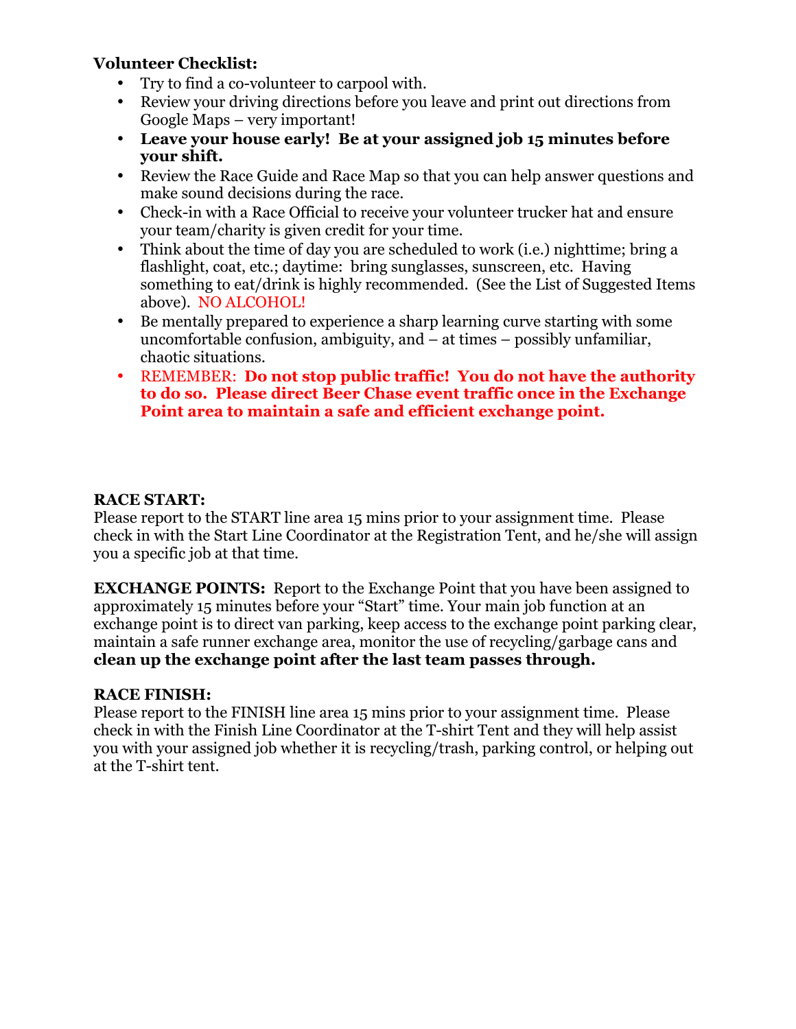**Volunteer Checklist:**

- Try to find a co-volunteer to carpool with.
- Review your driving directions before you leave and print out directions from Google Maps – very important!
- **Leave your house early! Be at your assigned job 15 minutes before your shift.**
- Review the Race Guide and Race Map so that you can help answer questions and make sound decisions during the race.
- Check-in with a Race Official to receive your volunteer trucker hat and ensure your team/charity is given credit for your time.
- Think about the time of day you are scheduled to work (i.e.) nighttime; bring a flashlight, coat, etc.; daytime: bring sunglasses, sunscreen, etc. Having something to eat/drink is highly recommended. (See the List of Suggested Items above). NO ALCOHOL!
- Be mentally prepared to experience a sharp learning curve starting with some uncomfortable confusion, ambiguity, and – at times – possibly unfamiliar, chaotic situations.
- REMEMBER: **Do not stop public traffic! You do not have the authority to do so. Please direct Beer Chase event traffic once in the Exchange Point area to maintain a safe and efficient exchange point.**

**RACE START:**
Please report to the START line area 15 mins prior to your assignment time. Please check in with the Start Line Coordinator at the Registration Tent, and he/she will assign you a specific job at that time.

**EXCHANGE POINTS:** Report to the Exchange Point that you have been assigned to approximately 15 minutes before your "Start" time. Your main job function at an exchange point is to direct van parking, keep access to the exchange point parking clear, maintain a safe runner exchange area, monitor the use of recycling/garbage cans and **clean up the exchange point after the last team passes through.**

**RACE FINISH:**
Please report to the FINISH line area 15 mins prior to your assignment time. Please check in with the Finish Line Coordinator at the T-shirt Tent and they will help assist you with your assigned job whether it is recycling/trash, parking control, or helping out at the T-shirt tent.